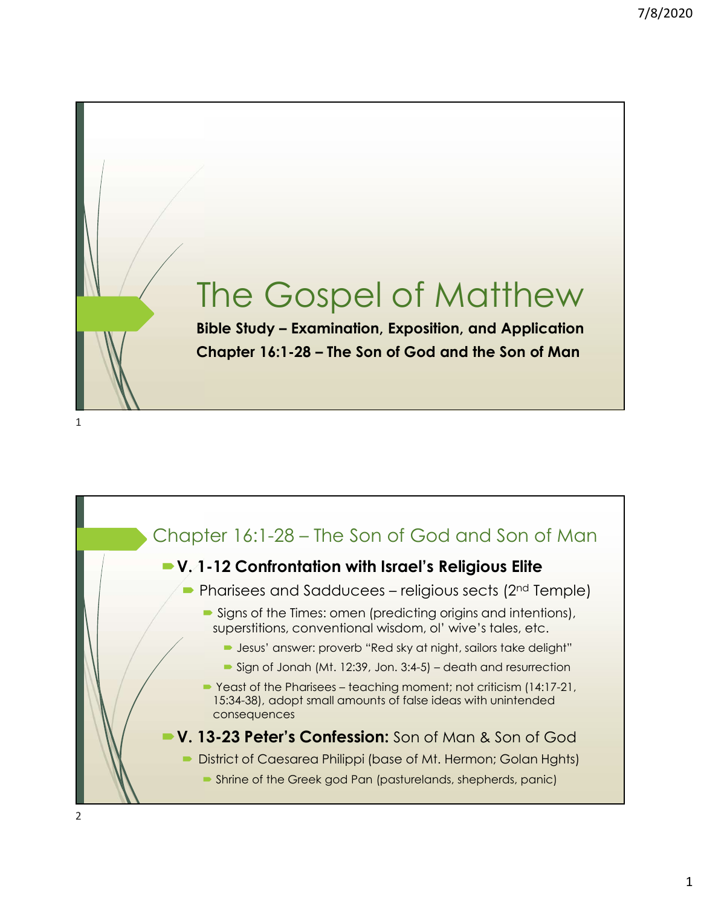# The Gospel of Matthew

**Bible Study – Examination, Exposition, and Application**

**Chapter 16:1-28 – The Son of God and the Son of Man**

## Chapter 16:1-28 – The Son of God and Son of Man

- **V. 1-12 Confrontation with Israel's Religious Elite**
  - Pharisees and Sadducees – religious sects (2nd Temple)
    - Signs of the Times: omen (predicting origins and intentions), superstitions, conventional wisdom, ol' wive's tales, etc.
      - Jesus' answer: proverb "Red sky at night, sailors take delight"
      - Sign of Jonah (Mt. 12:39, Jon. 3:4-5) – death and resurrection
    - Yeast of the Pharisees – teaching moment; not criticism (14:17-21, 15:34-38), adopt small amounts of false ideas with unintended consequences
- **V. 13-23 Peter's Confession:** Son of Man & Son of God
  - District of Caesarea Philippi (base of Mt. Hermon; Golan Hghts)
    - Shrine of the Greek god Pan (pasturelands, shepherds, panic)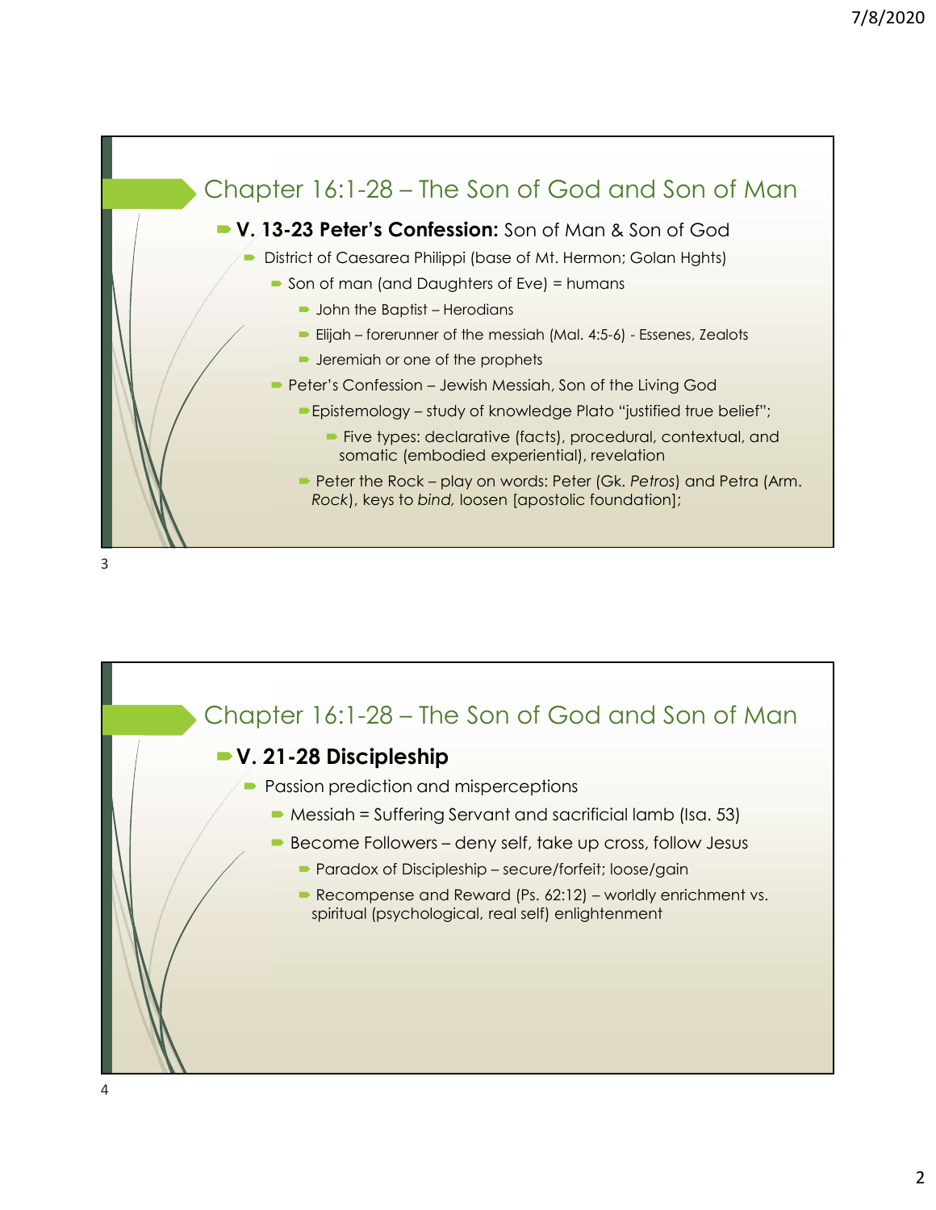## Chapter 16:1-28 – The Son of God and Son of Man

- **V. 13-23 Peter's Confession:** Son of Man & Son of God
  - District of Caesarea Philippi (base of Mt. Hermon; Golan Hghts)
    - Son of man (and Daughters of Eve) = humans
      - John the Baptist – Herodians
      - Elijah – forerunner of the messiah (Mal. 4:5-6) - Essenes, Zealots
      - Jeremiah or one of the prophets
    - Peter's Confession – Jewish Messiah, Son of the Living God
      - Epistemology – study of knowledge Plato "justified true belief";
        - Five types: declarative (facts), procedural, contextual, and somatic (embodied experiential), revelation
      - Peter the Rock – play on words: Peter (Gk. *Petros*) and Petra (Arm. *Rock*), keys to *bind,* loosen [apostolic foundation];

## Chapter 16:1-28 – The Son of God and Son of Man

- **V. 21-28 Discipleship**
  - Passion prediction and misperceptions
    - Messiah = Suffering Servant and sacrificial lamb (Isa. 53)
    - Become Followers – deny self, take up cross, follow Jesus
      - Paradox of Discipleship – secure/forfeit; loose/gain
      - Recompense and Reward (Ps. 62:12) – worldly enrichment vs. spiritual (psychological, real self) enlightenment